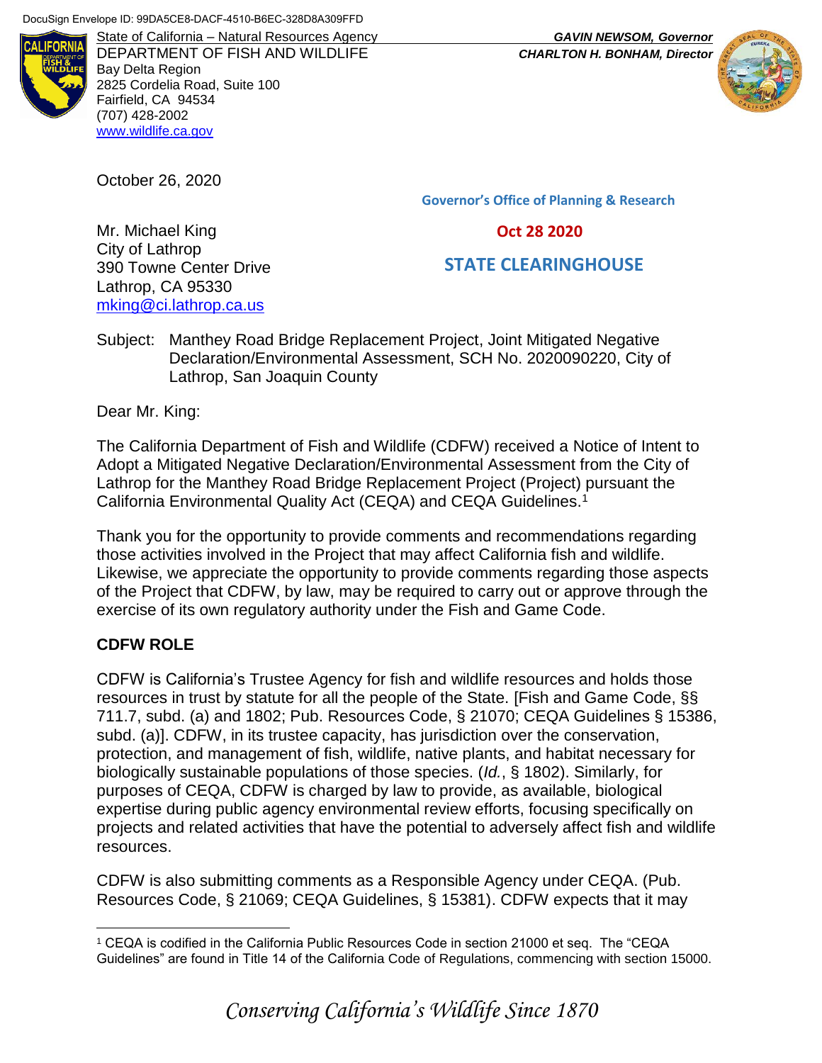DocuSign Envelope ID: 99DA5CE8-DACF-4510-B6EC-328D8A309FFD

State of California – Natural Resources Agency
DEPARTMENT OF FISH AND WILDLIFE
Bay Delta Region
2825 Cordelia Road, Suite 100
Fairfield, CA 94534
(707) 428-2002
www.wildlife.ca.gov

***GAVIN NEWSOM, Governor***
***CHARLTON H. BONHAM, Director***

October 26, 2020

Governor's Office of Planning & Research

Oct 28 2020

STATE CLEARINGHOUSE

Mr. Michael King
City of Lathrop
390 Towne Center Drive
Lathrop, CA 95330
mking@ci.lathrop.ca.us

Subject: Manthey Road Bridge Replacement Project, Joint Mitigated Negative Declaration/Environmental Assessment, SCH No. 2020090220, City of Lathrop, San Joaquin County

Dear Mr. King:

The California Department of Fish and Wildlife (CDFW) received a Notice of Intent to Adopt a Mitigated Negative Declaration/Environmental Assessment from the City of Lathrop for the Manthey Road Bridge Replacement Project (Project) pursuant the California Environmental Quality Act (CEQA) and CEQA Guidelines.[1]

Thank you for the opportunity to provide comments and recommendations regarding those activities involved in the Project that may affect California fish and wildlife. Likewise, we appreciate the opportunity to provide comments regarding those aspects of the Project that CDFW, by law, may be required to carry out or approve through the exercise of its own regulatory authority under the Fish and Game Code.

**CDFW ROLE**

CDFW is California's Trustee Agency for fish and wildlife resources and holds those resources in trust by statute for all the people of the State. [Fish and Game Code, §§ 711.7, subd. (a) and 1802; Pub. Resources Code, § 21070; CEQA Guidelines § 15386, subd. (a)]. CDFW, in its trustee capacity, has jurisdiction over the conservation, protection, and management of fish, wildlife, native plants, and habitat necessary for biologically sustainable populations of those species. (*Id.*, § 1802). Similarly, for purposes of CEQA, CDFW is charged by law to provide, as available, biological expertise during public agency environmental review efforts, focusing specifically on projects and related activities that have the potential to adversely affect fish and wildlife resources.

CDFW is also submitting comments as a Responsible Agency under CEQA. (Pub. Resources Code, § 21069; CEQA Guidelines, § 15381). CDFW expects that it may

[1] CEQA is codified in the California Public Resources Code in section 21000 et seq. The "CEQA Guidelines" are found in Title 14 of the California Code of Regulations, commencing with section 15000.

*Conserving California's Wildlife Since 1870*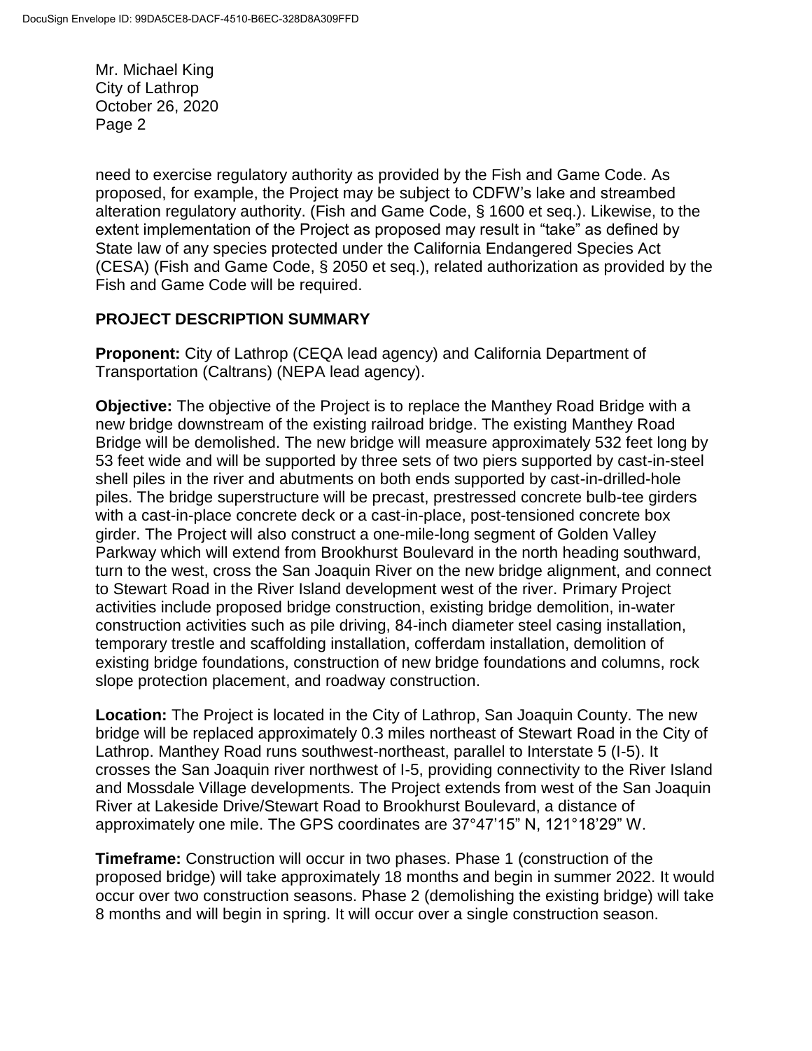need to exercise regulatory authority as provided by the Fish and Game Code. As proposed, for example, the Project may be subject to CDFW's lake and streambed alteration regulatory authority. (Fish and Game Code, § 1600 et seq.). Likewise, to the extent implementation of the Project as proposed may result in "take" as defined by State law of any species protected under the California Endangered Species Act (CESA) (Fish and Game Code, § 2050 et seq.), related authorization as provided by the Fish and Game Code will be required.

## PROJECT DESCRIPTION SUMMARY

**Proponent:** City of Lathrop (CEQA lead agency) and California Department of Transportation (Caltrans) (NEPA lead agency).

**Objective:** The objective of the Project is to replace the Manthey Road Bridge with a new bridge downstream of the existing railroad bridge. The existing Manthey Road Bridge will be demolished. The new bridge will measure approximately 532 feet long by 53 feet wide and will be supported by three sets of two piers supported by cast-in-steel shell piles in the river and abutments on both ends supported by cast-in-drilled-hole piles. The bridge superstructure will be precast, prestressed concrete bulb-tee girders with a cast-in-place concrete deck or a cast-in-place, post-tensioned concrete box girder. The Project will also construct a one-mile-long segment of Golden Valley Parkway which will extend from Brookhurst Boulevard in the north heading southward, turn to the west, cross the San Joaquin River on the new bridge alignment, and connect to Stewart Road in the River Island development west of the river. Primary Project activities include proposed bridge construction, existing bridge demolition, in-water construction activities such as pile driving, 84-inch diameter steel casing installation, temporary trestle and scaffolding installation, cofferdam installation, demolition of existing bridge foundations, construction of new bridge foundations and columns, rock slope protection placement, and roadway construction.

**Location:** The Project is located in the City of Lathrop, San Joaquin County. The new bridge will be replaced approximately 0.3 miles northeast of Stewart Road in the City of Lathrop. Manthey Road runs southwest-northeast, parallel to Interstate 5 (I-5). It crosses the San Joaquin river northwest of I-5, providing connectivity to the River Island and Mossdale Village developments. The Project extends from west of the San Joaquin River at Lakeside Drive/Stewart Road to Brookhurst Boulevard, a distance of approximately one mile. The GPS coordinates are 37°47'15" N, 121°18'29" W.

**Timeframe:** Construction will occur in two phases. Phase 1 (construction of the proposed bridge) will take approximately 18 months and begin in summer 2022. It would occur over two construction seasons. Phase 2 (demolishing the existing bridge) will take 8 months and will begin in spring. It will occur over a single construction season.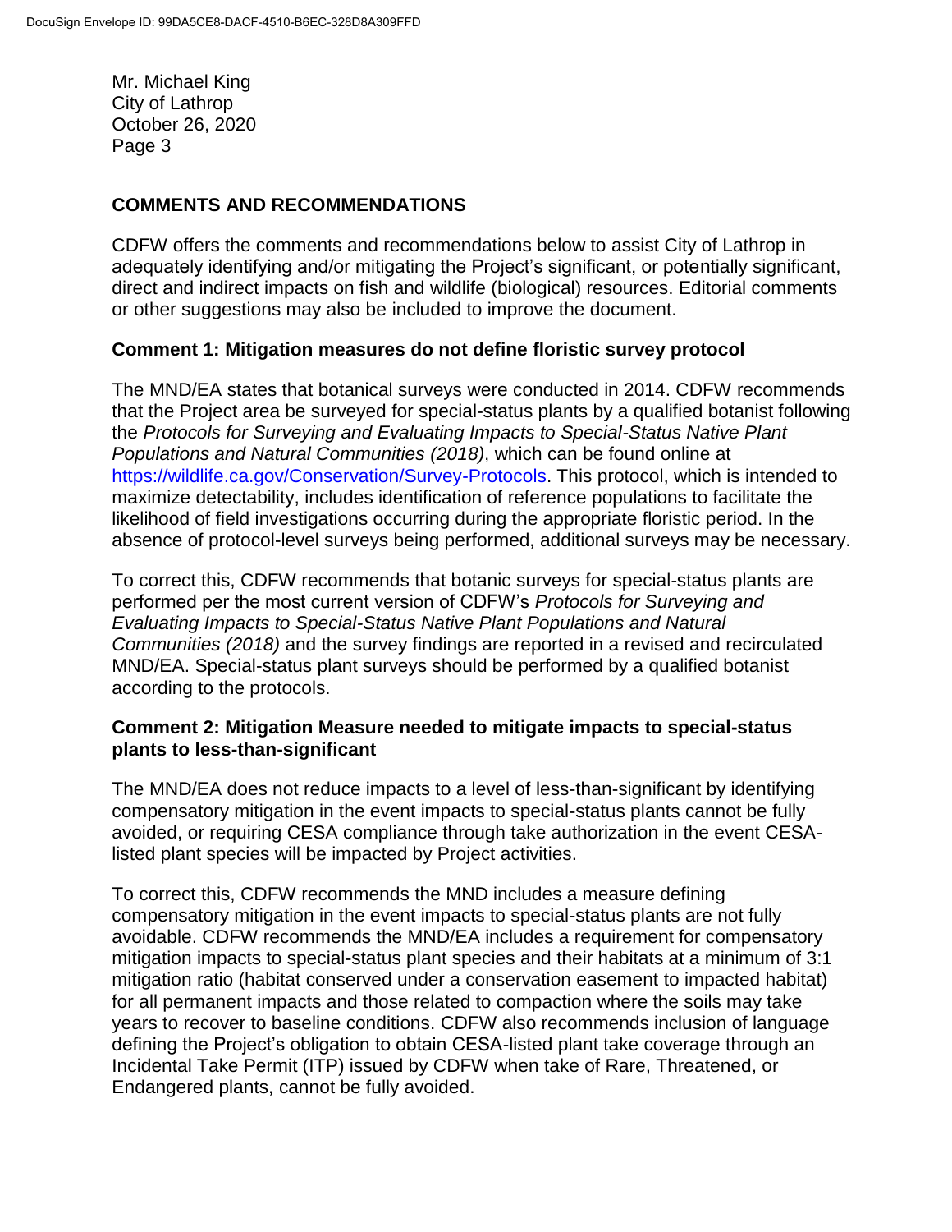Mr. Michael King
City of Lathrop
October 26, 2020

## COMMENTS AND RECOMMENDATIONS

CDFW offers the comments and recommendations below to assist City of Lathrop in adequately identifying and/or mitigating the Project's significant, or potentially significant, direct and indirect impacts on fish and wildlife (biological) resources. Editorial comments or other suggestions may also be included to improve the document.

### Comment 1: Mitigation measures do not define floristic survey protocol

The MND/EA states that botanical surveys were conducted in 2014. CDFW recommends that the Project area be surveyed for special-status plants by a qualified botanist following the *Protocols for Surveying and Evaluating Impacts to Special-Status Native Plant Populations and Natural Communities (2018)*, which can be found online at https://wildlife.ca.gov/Conservation/Survey-Protocols. This protocol, which is intended to maximize detectability, includes identification of reference populations to facilitate the likelihood of field investigations occurring during the appropriate floristic period. In the absence of protocol-level surveys being performed, additional surveys may be necessary.

To correct this, CDFW recommends that botanic surveys for special-status plants are performed per the most current version of CDFW's *Protocols for Surveying and Evaluating Impacts to Special-Status Native Plant Populations and Natural Communities (2018)* and the survey findings are reported in a revised and recirculated MND/EA. Special-status plant surveys should be performed by a qualified botanist according to the protocols.

### Comment 2: Mitigation Measure needed to mitigate impacts to special-status plants to less-than-significant

The MND/EA does not reduce impacts to a level of less-than-significant by identifying compensatory mitigation in the event impacts to special-status plants cannot be fully avoided, or requiring CESA compliance through take authorization in the event CESA-listed plant species will be impacted by Project activities.

To correct this, CDFW recommends the MND includes a measure defining compensatory mitigation in the event impacts to special-status plants are not fully avoidable. CDFW recommends the MND/EA includes a requirement for compensatory mitigation impacts to special-status plant species and their habitats at a minimum of 3:1 mitigation ratio (habitat conserved under a conservation easement to impacted habitat) for all permanent impacts and those related to compaction where the soils may take years to recover to baseline conditions. CDFW also recommends inclusion of language defining the Project's obligation to obtain CESA-listed plant take coverage through an Incidental Take Permit (ITP) issued by CDFW when take of Rare, Threatened, or Endangered plants, cannot be fully avoided.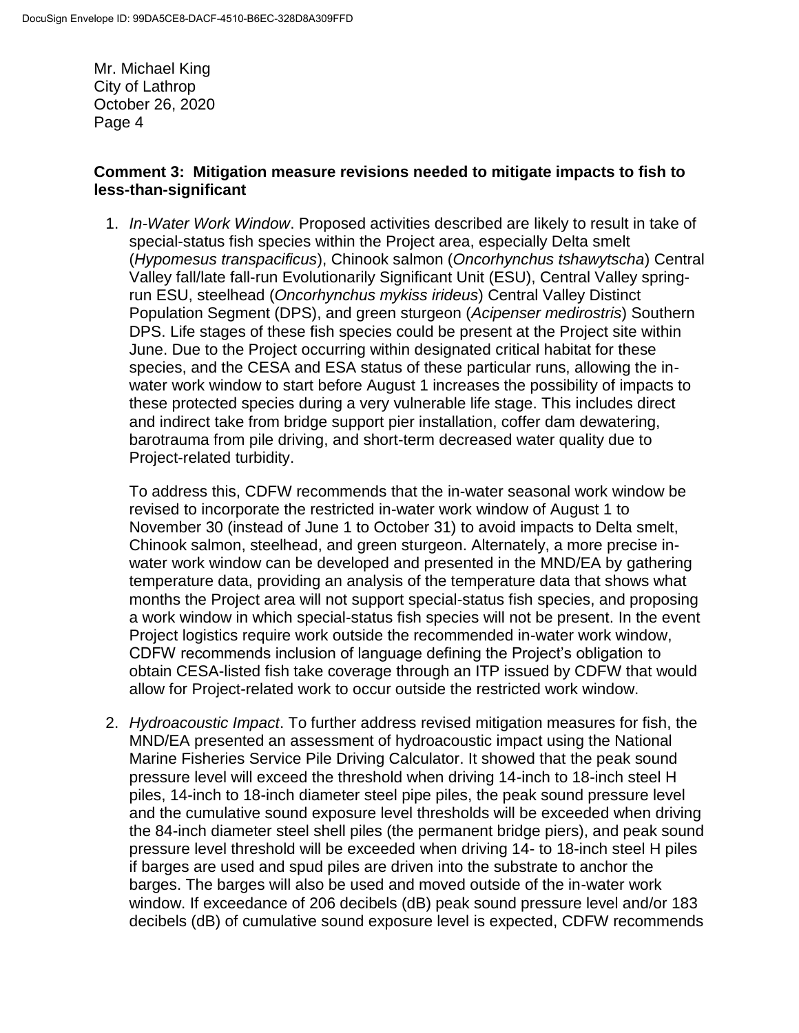**Comment 3: Mitigation measure revisions needed to mitigate impacts to fish to less-than-significant**

1. *In-Water Work Window*. Proposed activities described are likely to result in take of special-status fish species within the Project area, especially Delta smelt (*Hypomesus transpacificus*), Chinook salmon (*Oncorhynchus tshawytscha*) Central Valley fall/late fall-run Evolutionarily Significant Unit (ESU), Central Valley spring-run ESU, steelhead (*Oncorhynchus mykiss irideus*) Central Valley Distinct Population Segment (DPS), and green sturgeon (*Acipenser medirostris*) Southern DPS. Life stages of these fish species could be present at the Project site within June. Due to the Project occurring within designated critical habitat for these species, and the CESA and ESA status of these particular runs, allowing the in-water work window to start before August 1 increases the possibility of impacts to these protected species during a very vulnerable life stage. This includes direct and indirect take from bridge support pier installation, coffer dam dewatering, barotrauma from pile driving, and short-term decreased water quality due to Project-related turbidity.

   To address this, CDFW recommends that the in-water seasonal work window be revised to incorporate the restricted in-water work window of August 1 to November 30 (instead of June 1 to October 31) to avoid impacts to Delta smelt, Chinook salmon, steelhead, and green sturgeon. Alternately, a more precise in-water work window can be developed and presented in the MND/EA by gathering temperature data, providing an analysis of the temperature data that shows what months the Project area will not support special-status fish species, and proposing a work window in which special-status fish species will not be present. In the event Project logistics require work outside the recommended in-water work window, CDFW recommends inclusion of language defining the Project's obligation to obtain CESA-listed fish take coverage through an ITP issued by CDFW that would allow for Project-related work to occur outside the restricted work window.

2. *Hydroacoustic Impact*. To further address revised mitigation measures for fish, the MND/EA presented an assessment of hydroacoustic impact using the National Marine Fisheries Service Pile Driving Calculator. It showed that the peak sound pressure level will exceed the threshold when driving 14-inch to 18-inch steel H piles, 14-inch to 18-inch diameter steel pipe piles, the peak sound pressure level and the cumulative sound exposure level thresholds will be exceeded when driving the 84-inch diameter steel shell piles (the permanent bridge piers), and peak sound pressure level threshold will be exceeded when driving 14- to 18-inch steel H piles if barges are used and spud piles are driven into the substrate to anchor the barges. The barges will also be used and moved outside of the in-water work window. If exceedance of 206 decibels (dB) peak sound pressure level and/or 183 decibels (dB) of cumulative sound exposure level is expected, CDFW recommends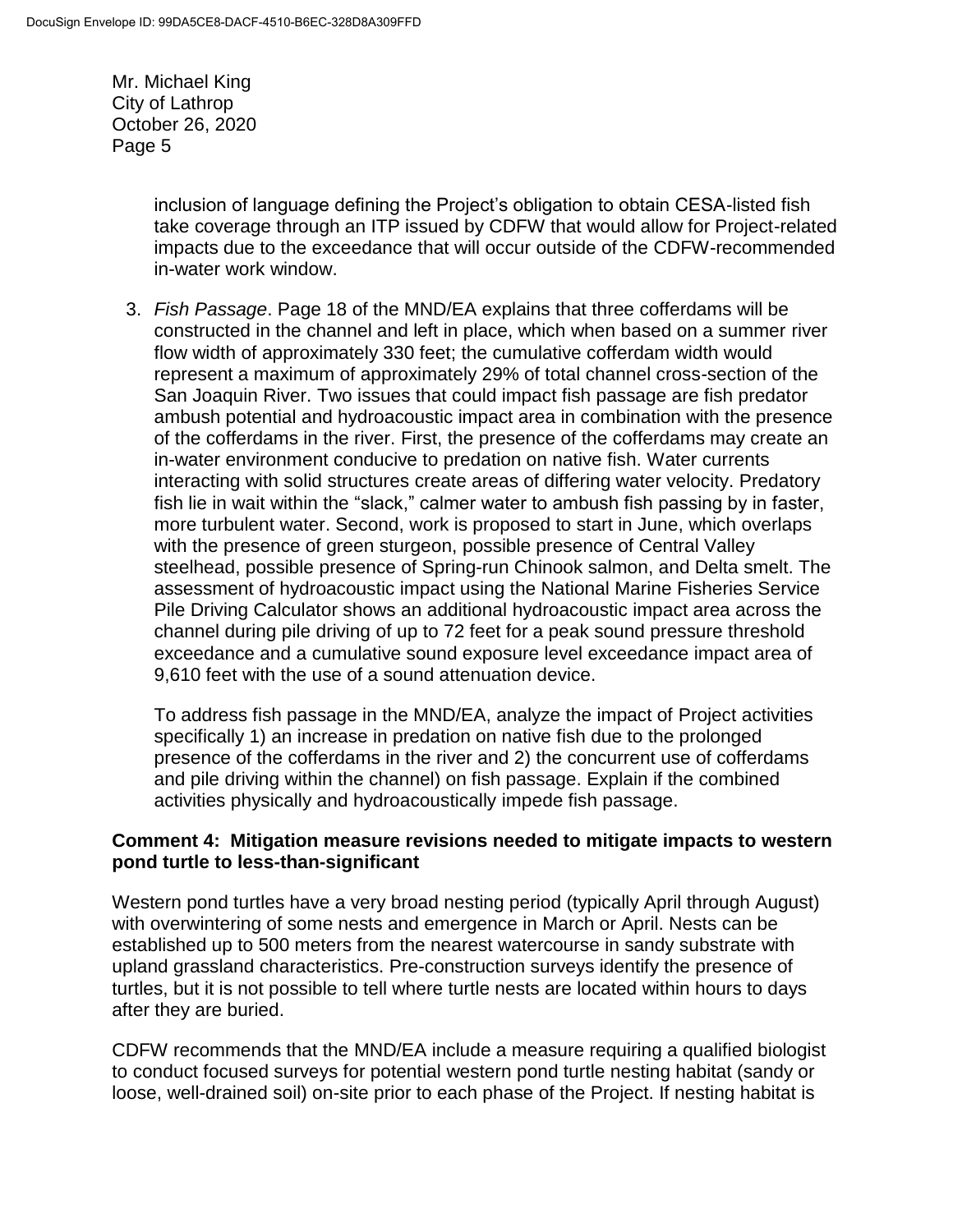inclusion of language defining the Project's obligation to obtain CESA-listed fish take coverage through an ITP issued by CDFW that would allow for Project-related impacts due to the exceedance that will occur outside of the CDFW-recommended in-water work window.

3. *Fish Passage*. Page 18 of the MND/EA explains that three cofferdams will be constructed in the channel and left in place, which when based on a summer river flow width of approximately 330 feet; the cumulative cofferdam width would represent a maximum of approximately 29% of total channel cross-section of the San Joaquin River. Two issues that could impact fish passage are fish predator ambush potential and hydroacoustic impact area in combination with the presence of the cofferdams in the river. First, the presence of the cofferdams may create an in-water environment conducive to predation on native fish. Water currents interacting with solid structures create areas of differing water velocity. Predatory fish lie in wait within the "slack," calmer water to ambush fish passing by in faster, more turbulent water. Second, work is proposed to start in June, which overlaps with the presence of green sturgeon, possible presence of Central Valley steelhead, possible presence of Spring-run Chinook salmon, and Delta smelt. The assessment of hydroacoustic impact using the National Marine Fisheries Service Pile Driving Calculator shows an additional hydroacoustic impact area across the channel during pile driving of up to 72 feet for a peak sound pressure threshold exceedance and a cumulative sound exposure level exceedance impact area of 9,610 feet with the use of a sound attenuation device.

   To address fish passage in the MND/EA, analyze the impact of Project activities specifically 1) an increase in predation on native fish due to the prolonged presence of the cofferdams in the river and 2) the concurrent use of cofferdams and pile driving within the channel) on fish passage. Explain if the combined activities physically and hydroacoustically impede fish passage.

**Comment 4: Mitigation measure revisions needed to mitigate impacts to western pond turtle to less-than-significant**

Western pond turtles have a very broad nesting period (typically April through August) with overwintering of some nests and emergence in March or April. Nests can be established up to 500 meters from the nearest watercourse in sandy substrate with upland grassland characteristics. Pre-construction surveys identify the presence of turtles, but it is not possible to tell where turtle nests are located within hours to days after they are buried.

CDFW recommends that the MND/EA include a measure requiring a qualified biologist to conduct focused surveys for potential western pond turtle nesting habitat (sandy or loose, well-drained soil) on-site prior to each phase of the Project. If nesting habitat is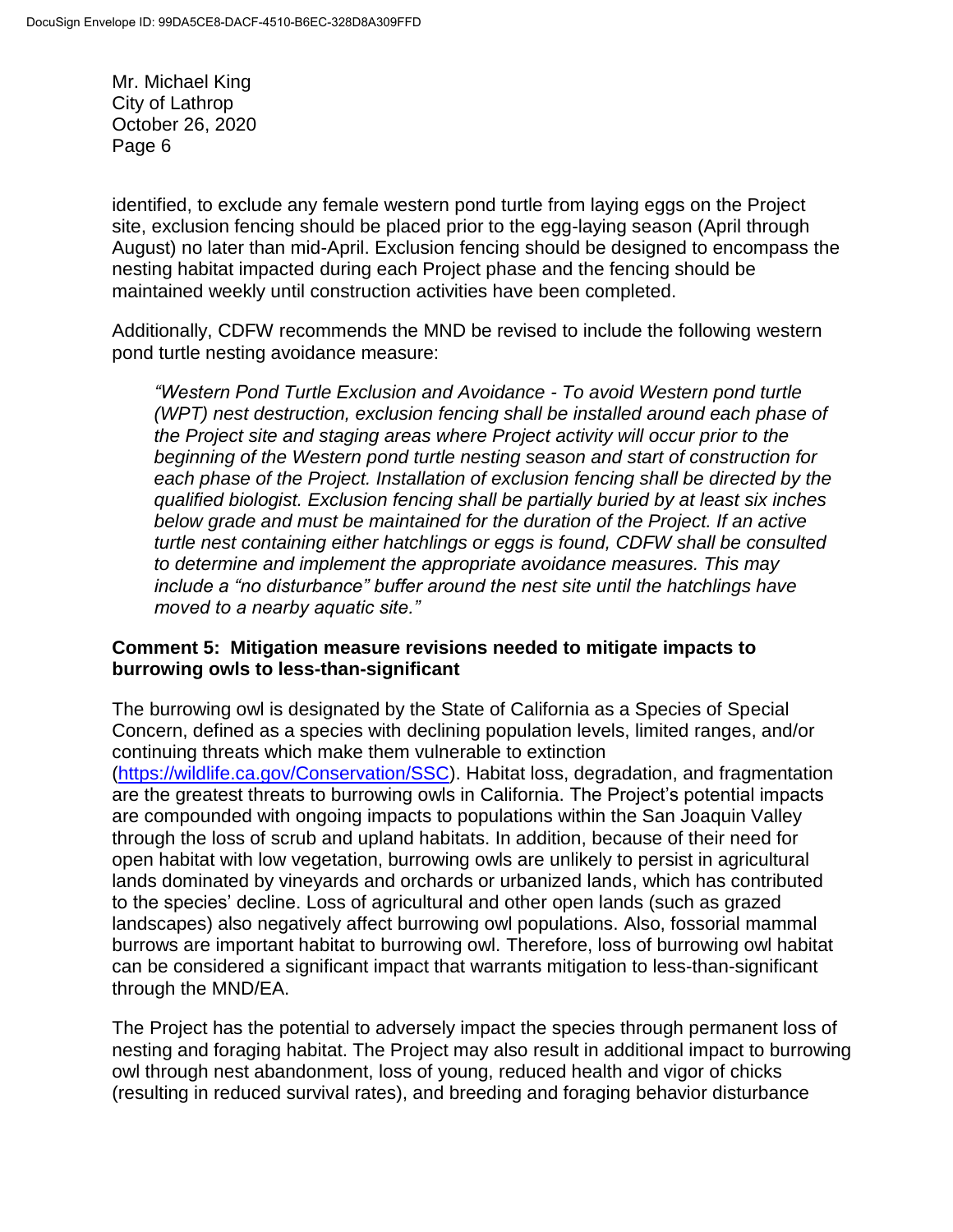identified, to exclude any female western pond turtle from laying eggs on the Project site, exclusion fencing should be placed prior to the egg-laying season (April through August) no later than mid-April. Exclusion fencing should be designed to encompass the nesting habitat impacted during each Project phase and the fencing should be maintained weekly until construction activities have been completed.

Additionally, CDFW recommends the MND be revised to include the following western pond turtle nesting avoidance measure:

> *"Western Pond Turtle Exclusion and Avoidance - To avoid Western pond turtle (WPT) nest destruction, exclusion fencing shall be installed around each phase of the Project site and staging areas where Project activity will occur prior to the beginning of the Western pond turtle nesting season and start of construction for each phase of the Project. Installation of exclusion fencing shall be directed by the qualified biologist. Exclusion fencing shall be partially buried by at least six inches below grade and must be maintained for the duration of the Project. If an active turtle nest containing either hatchlings or eggs is found, CDFW shall be consulted to determine and implement the appropriate avoidance measures. This may include a "no disturbance" buffer around the nest site until the hatchlings have moved to a nearby aquatic site."*

**Comment 5: Mitigation measure revisions needed to mitigate impacts to burrowing owls to less-than-significant**

The burrowing owl is designated by the State of California as a Species of Special Concern, defined as a species with declining population levels, limited ranges, and/or continuing threats which make them vulnerable to extinction (https://wildlife.ca.gov/Conservation/SSC). Habitat loss, degradation, and fragmentation are the greatest threats to burrowing owls in California. The Project's potential impacts are compounded with ongoing impacts to populations within the San Joaquin Valley through the loss of scrub and upland habitats. In addition, because of their need for open habitat with low vegetation, burrowing owls are unlikely to persist in agricultural lands dominated by vineyards and orchards or urbanized lands, which has contributed to the species' decline. Loss of agricultural and other open lands (such as grazed landscapes) also negatively affect burrowing owl populations. Also, fossorial mammal burrows are important habitat to burrowing owl. Therefore, loss of burrowing owl habitat can be considered a significant impact that warrants mitigation to less-than-significant through the MND/EA.

The Project has the potential to adversely impact the species through permanent loss of nesting and foraging habitat. The Project may also result in additional impact to burrowing owl through nest abandonment, loss of young, reduced health and vigor of chicks (resulting in reduced survival rates), and breeding and foraging behavior disturbance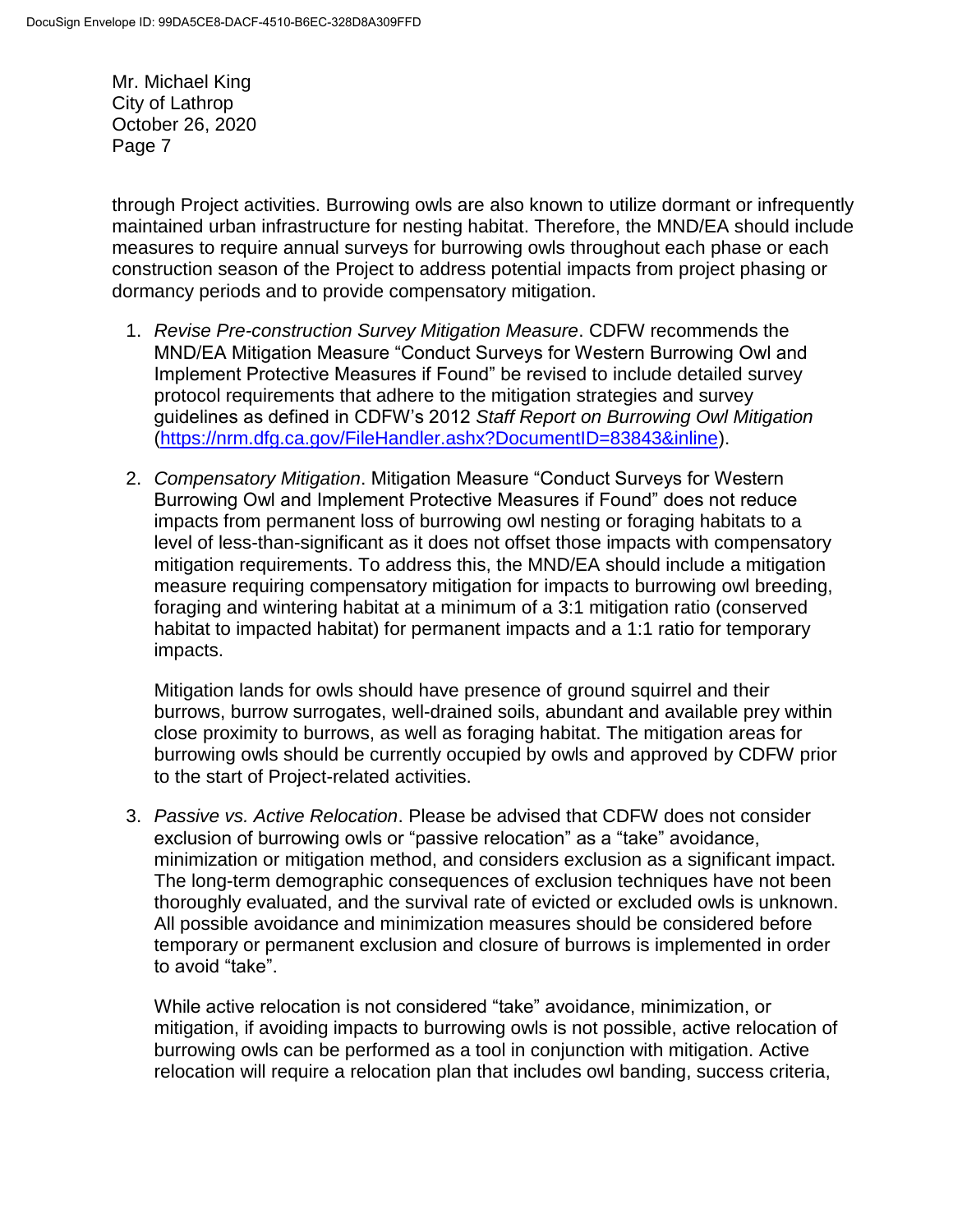through Project activities. Burrowing owls are also known to utilize dormant or infrequently maintained urban infrastructure for nesting habitat. Therefore, the MND/EA should include measures to require annual surveys for burrowing owls throughout each phase or each construction season of the Project to address potential impacts from project phasing or dormancy periods and to provide compensatory mitigation.

1. *Revise Pre-construction Survey Mitigation Measure*. CDFW recommends the MND/EA Mitigation Measure "Conduct Surveys for Western Burrowing Owl and Implement Protective Measures if Found" be revised to include detailed survey protocol requirements that adhere to the mitigation strategies and survey guidelines as defined in CDFW's 2012 *Staff Report on Burrowing Owl Mitigation* (https://nrm.dfg.ca.gov/FileHandler.ashx?DocumentID=83843&inline).

2. *Compensatory Mitigation*. Mitigation Measure "Conduct Surveys for Western Burrowing Owl and Implement Protective Measures if Found" does not reduce impacts from permanent loss of burrowing owl nesting or foraging habitats to a level of less-than-significant as it does not offset those impacts with compensatory mitigation requirements. To address this, the MND/EA should include a mitigation measure requiring compensatory mitigation for impacts to burrowing owl breeding, foraging and wintering habitat at a minimum of a 3:1 mitigation ratio (conserved habitat to impacted habitat) for permanent impacts and a 1:1 ratio for temporary impacts.

   Mitigation lands for owls should have presence of ground squirrel and their burrows, burrow surrogates, well-drained soils, abundant and available prey within close proximity to burrows, as well as foraging habitat. The mitigation areas for burrowing owls should be currently occupied by owls and approved by CDFW prior to the start of Project-related activities.

3. *Passive vs. Active Relocation*. Please be advised that CDFW does not consider exclusion of burrowing owls or "passive relocation" as a "take" avoidance, minimization or mitigation method, and considers exclusion as a significant impact. The long-term demographic consequences of exclusion techniques have not been thoroughly evaluated, and the survival rate of evicted or excluded owls is unknown. All possible avoidance and minimization measures should be considered before temporary or permanent exclusion and closure of burrows is implemented in order to avoid "take".

   While active relocation is not considered "take" avoidance, minimization, or mitigation, if avoiding impacts to burrowing owls is not possible, active relocation of burrowing owls can be performed as a tool in conjunction with mitigation. Active relocation will require a relocation plan that includes owl banding, success criteria,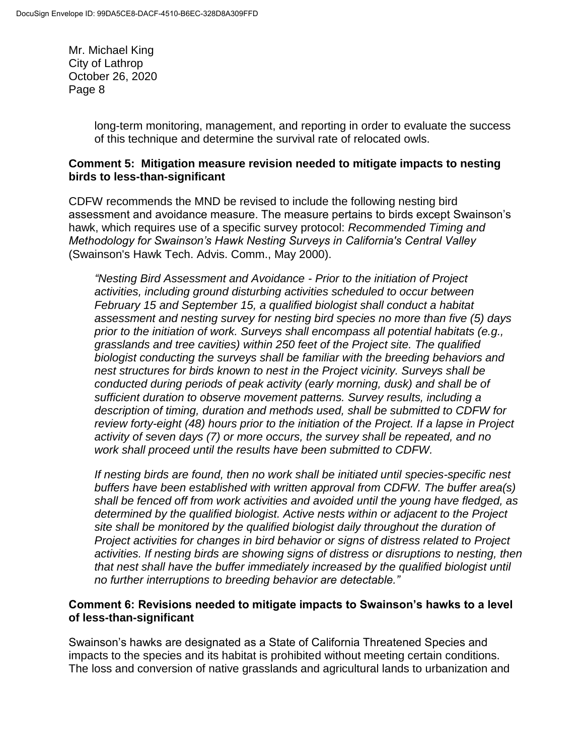long-term monitoring, management, and reporting in order to evaluate the success of this technique and determine the survival rate of relocated owls.

**Comment 5: Mitigation measure revision needed to mitigate impacts to nesting birds to less-than-significant**

CDFW recommends the MND be revised to include the following nesting bird assessment and avoidance measure. The measure pertains to birds except Swainson's hawk, which requires use of a specific survey protocol: *Recommended Timing and Methodology for Swainson's Hawk Nesting Surveys in California's Central Valley* (Swainson's Hawk Tech. Advis. Comm., May 2000).

> *"Nesting Bird Assessment and Avoidance - Prior to the initiation of Project activities, including ground disturbing activities scheduled to occur between February 15 and September 15, a qualified biologist shall conduct a habitat assessment and nesting survey for nesting bird species no more than five (5) days prior to the initiation of work. Surveys shall encompass all potential habitats (e.g., grasslands and tree cavities) within 250 feet of the Project site. The qualified biologist conducting the surveys shall be familiar with the breeding behaviors and nest structures for birds known to nest in the Project vicinity. Surveys shall be conducted during periods of peak activity (early morning, dusk) and shall be of sufficient duration to observe movement patterns. Survey results, including a description of timing, duration and methods used, shall be submitted to CDFW for review forty-eight (48) hours prior to the initiation of the Project. If a lapse in Project activity of seven days (7) or more occurs, the survey shall be repeated, and no work shall proceed until the results have been submitted to CDFW.*
>
> *If nesting birds are found, then no work shall be initiated until species-specific nest buffers have been established with written approval from CDFW. The buffer area(s) shall be fenced off from work activities and avoided until the young have fledged, as determined by the qualified biologist. Active nests within or adjacent to the Project site shall be monitored by the qualified biologist daily throughout the duration of Project activities for changes in bird behavior or signs of distress related to Project activities. If nesting birds are showing signs of distress or disruptions to nesting, then that nest shall have the buffer immediately increased by the qualified biologist until no further interruptions to breeding behavior are detectable."*

**Comment 6: Revisions needed to mitigate impacts to Swainson's hawks to a level of less-than-significant**

Swainson's hawks are designated as a State of California Threatened Species and impacts to the species and its habitat is prohibited without meeting certain conditions. The loss and conversion of native grasslands and agricultural lands to urbanization and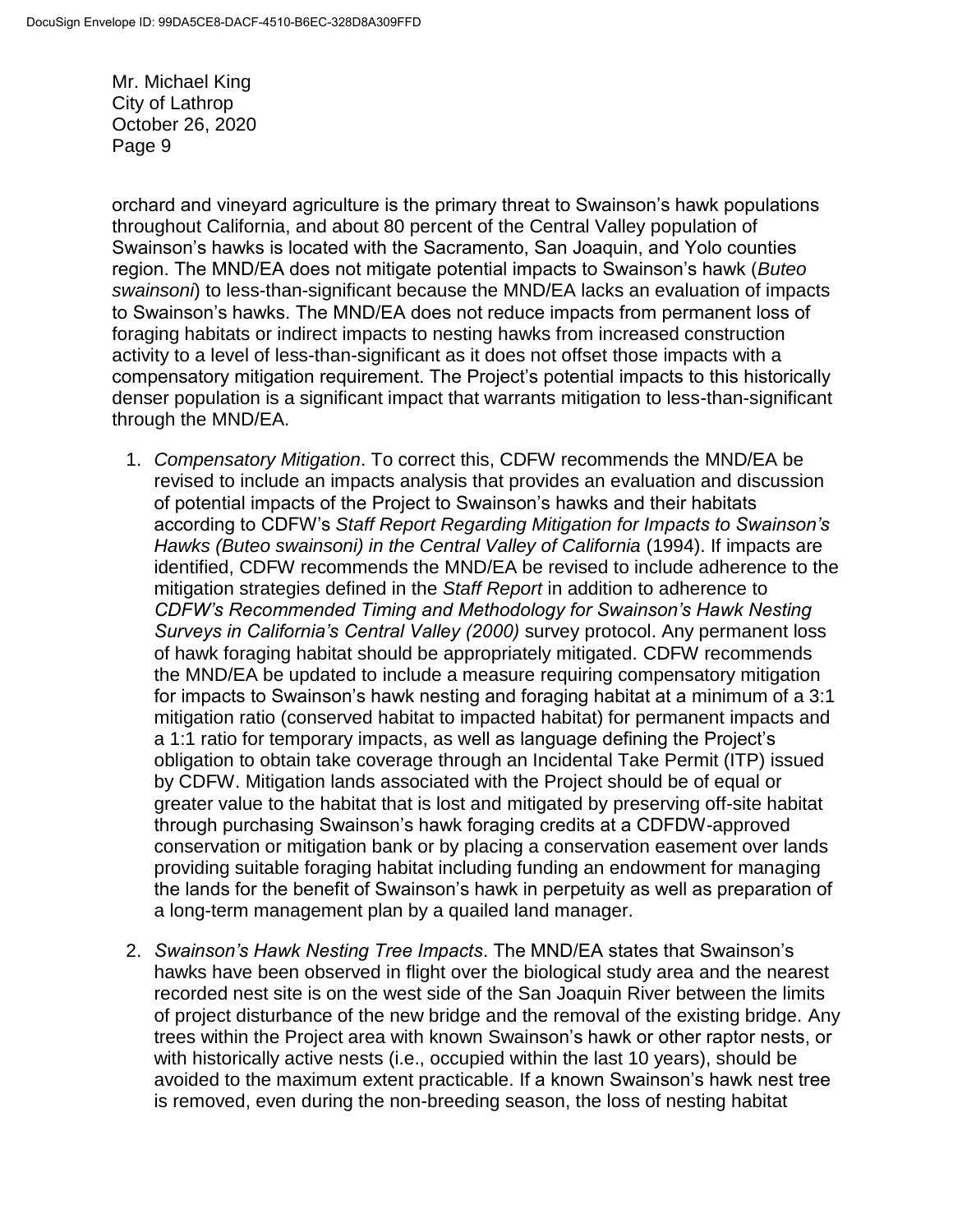orchard and vineyard agriculture is the primary threat to Swainson's hawk populations throughout California, and about 80 percent of the Central Valley population of Swainson's hawks is located with the Sacramento, San Joaquin, and Yolo counties region. The MND/EA does not mitigate potential impacts to Swainson's hawk (*Buteo swainsoni*) to less-than-significant because the MND/EA lacks an evaluation of impacts to Swainson's hawks. The MND/EA does not reduce impacts from permanent loss of foraging habitats or indirect impacts to nesting hawks from increased construction activity to a level of less-than-significant as it does not offset those impacts with a compensatory mitigation requirement. The Project's potential impacts to this historically denser population is a significant impact that warrants mitigation to less-than-significant through the MND/EA.

1. *Compensatory Mitigation*. To correct this, CDFW recommends the MND/EA be revised to include an impacts analysis that provides an evaluation and discussion of potential impacts of the Project to Swainson's hawks and their habitats according to CDFW's *Staff Report Regarding Mitigation for Impacts to Swainson's Hawks (Buteo swainsoni) in the Central Valley of California* (1994). If impacts are identified, CDFW recommends the MND/EA be revised to include adherence to the mitigation strategies defined in the *Staff Report* in addition to adherence to *CDFW's Recommended Timing and Methodology for Swainson's Hawk Nesting Surveys in California's Central Valley (2000)* survey protocol. Any permanent loss of hawk foraging habitat should be appropriately mitigated. CDFW recommends the MND/EA be updated to include a measure requiring compensatory mitigation for impacts to Swainson's hawk nesting and foraging habitat at a minimum of a 3:1 mitigation ratio (conserved habitat to impacted habitat) for permanent impacts and a 1:1 ratio for temporary impacts, as well as language defining the Project's obligation to obtain take coverage through an Incidental Take Permit (ITP) issued by CDFW. Mitigation lands associated with the Project should be of equal or greater value to the habitat that is lost and mitigated by preserving off-site habitat through purchasing Swainson's hawk foraging credits at a CDFDW-approved conservation or mitigation bank or by placing a conservation easement over lands providing suitable foraging habitat including funding an endowment for managing the lands for the benefit of Swainson's hawk in perpetuity as well as preparation of a long-term management plan by a quailed land manager.

2. *Swainson's Hawk Nesting Tree Impacts*. The MND/EA states that Swainson's hawks have been observed in flight over the biological study area and the nearest recorded nest site is on the west side of the San Joaquin River between the limits of project disturbance of the new bridge and the removal of the existing bridge. Any trees within the Project area with known Swainson's hawk or other raptor nests, or with historically active nests (i.e., occupied within the last 10 years), should be avoided to the maximum extent practicable. If a known Swainson's hawk nest tree is removed, even during the non-breeding season, the loss of nesting habitat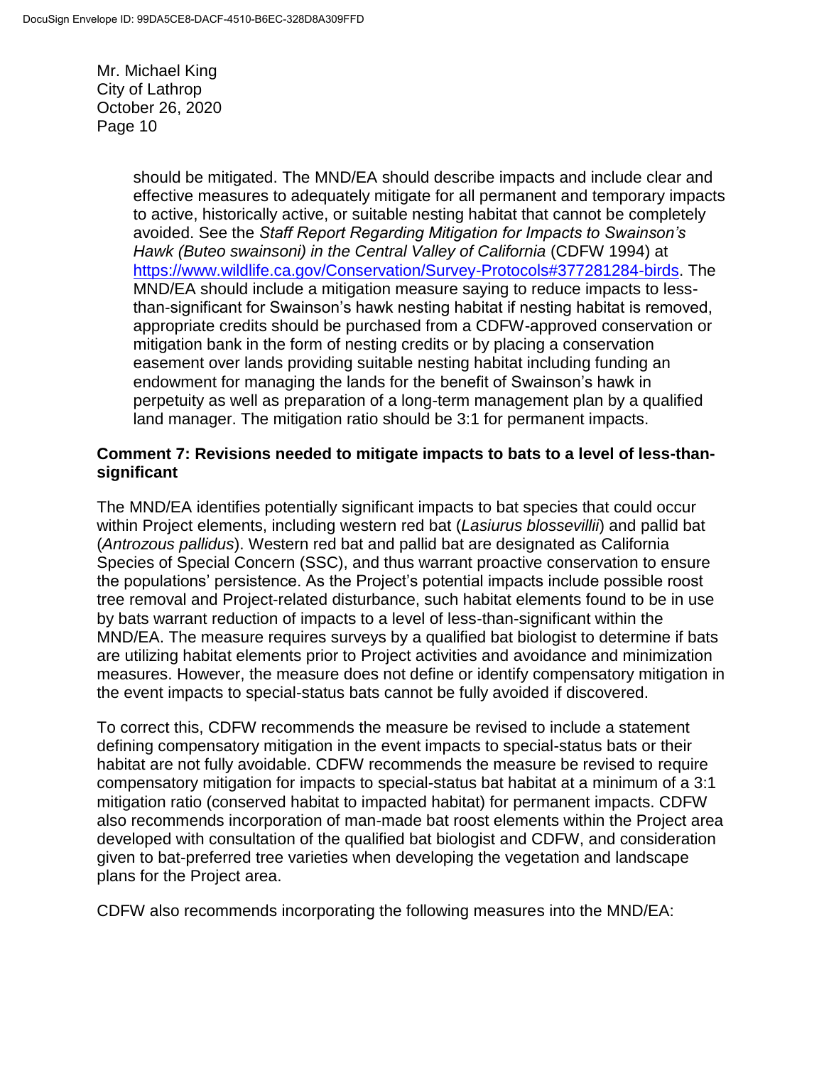should be mitigated. The MND/EA should describe impacts and include clear and effective measures to adequately mitigate for all permanent and temporary impacts to active, historically active, or suitable nesting habitat that cannot be completely avoided. See the *Staff Report Regarding Mitigation for Impacts to Swainson's Hawk (Buteo swainsoni) in the Central Valley of California* (CDFW 1994) at https://www.wildlife.ca.gov/Conservation/Survey-Protocols#377281284-birds. The MND/EA should include a mitigation measure saying to reduce impacts to less-than-significant for Swainson's hawk nesting habitat if nesting habitat is removed, appropriate credits should be purchased from a CDFW-approved conservation or mitigation bank in the form of nesting credits or by placing a conservation easement over lands providing suitable nesting habitat including funding an endowment for managing the lands for the benefit of Swainson's hawk in perpetuity as well as preparation of a long-term management plan by a qualified land manager. The mitigation ratio should be 3:1 for permanent impacts.

**Comment 7: Revisions needed to mitigate impacts to bats to a level of less-than-significant**

The MND/EA identifies potentially significant impacts to bat species that could occur within Project elements, including western red bat (*Lasiurus blossevillii*) and pallid bat (*Antrozous pallidus*). Western red bat and pallid bat are designated as California Species of Special Concern (SSC), and thus warrant proactive conservation to ensure the populations' persistence. As the Project's potential impacts include possible roost tree removal and Project-related disturbance, such habitat elements found to be in use by bats warrant reduction of impacts to a level of less-than-significant within the MND/EA. The measure requires surveys by a qualified bat biologist to determine if bats are utilizing habitat elements prior to Project activities and avoidance and minimization measures. However, the measure does not define or identify compensatory mitigation in the event impacts to special-status bats cannot be fully avoided if discovered.

To correct this, CDFW recommends the measure be revised to include a statement defining compensatory mitigation in the event impacts to special-status bats or their habitat are not fully avoidable. CDFW recommends the measure be revised to require compensatory mitigation for impacts to special-status bat habitat at a minimum of a 3:1 mitigation ratio (conserved habitat to impacted habitat) for permanent impacts. CDFW also recommends incorporation of man-made bat roost elements within the Project area developed with consultation of the qualified bat biologist and CDFW, and consideration given to bat-preferred tree varieties when developing the vegetation and landscape plans for the Project area.

CDFW also recommends incorporating the following measures into the MND/EA: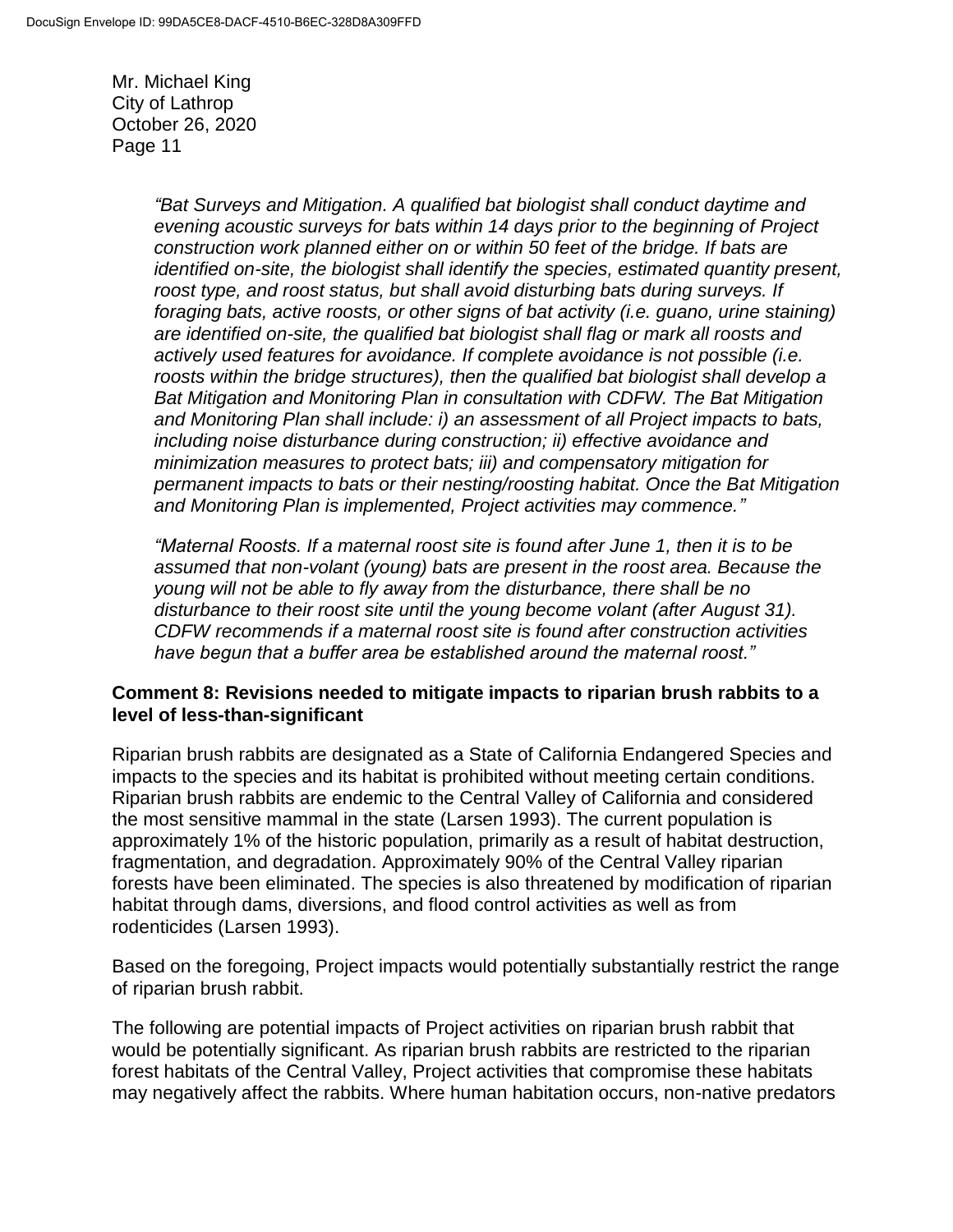*"Bat Surveys and Mitigation. A qualified bat biologist shall conduct daytime and evening acoustic surveys for bats within 14 days prior to the beginning of Project construction work planned either on or within 50 feet of the bridge. If bats are identified on-site, the biologist shall identify the species, estimated quantity present, roost type, and roost status, but shall avoid disturbing bats during surveys. If foraging bats, active roosts, or other signs of bat activity (i.e. guano, urine staining) are identified on-site, the qualified bat biologist shall flag or mark all roosts and actively used features for avoidance. If complete avoidance is not possible (i.e. roosts within the bridge structures), then the qualified bat biologist shall develop a Bat Mitigation and Monitoring Plan in consultation with CDFW. The Bat Mitigation and Monitoring Plan shall include: i) an assessment of all Project impacts to bats, including noise disturbance during construction; ii) effective avoidance and minimization measures to protect bats; iii) and compensatory mitigation for permanent impacts to bats or their nesting/roosting habitat. Once the Bat Mitigation and Monitoring Plan is implemented, Project activities may commence."*

*"Maternal Roosts. If a maternal roost site is found after June 1, then it is to be assumed that non-volant (young) bats are present in the roost area. Because the young will not be able to fly away from the disturbance, there shall be no disturbance to their roost site until the young become volant (after August 31). CDFW recommends if a maternal roost site is found after construction activities have begun that a buffer area be established around the maternal roost."*

**Comment 8: Revisions needed to mitigate impacts to riparian brush rabbits to a level of less-than-significant**

Riparian brush rabbits are designated as a State of California Endangered Species and impacts to the species and its habitat is prohibited without meeting certain conditions. Riparian brush rabbits are endemic to the Central Valley of California and considered the most sensitive mammal in the state (Larsen 1993). The current population is approximately 1% of the historic population, primarily as a result of habitat destruction, fragmentation, and degradation. Approximately 90% of the Central Valley riparian forests have been eliminated. The species is also threatened by modification of riparian habitat through dams, diversions, and flood control activities as well as from rodenticides (Larsen 1993).

Based on the foregoing, Project impacts would potentially substantially restrict the range of riparian brush rabbit.

The following are potential impacts of Project activities on riparian brush rabbit that would be potentially significant. As riparian brush rabbits are restricted to the riparian forest habitats of the Central Valley, Project activities that compromise these habitats may negatively affect the rabbits. Where human habitation occurs, non-native predators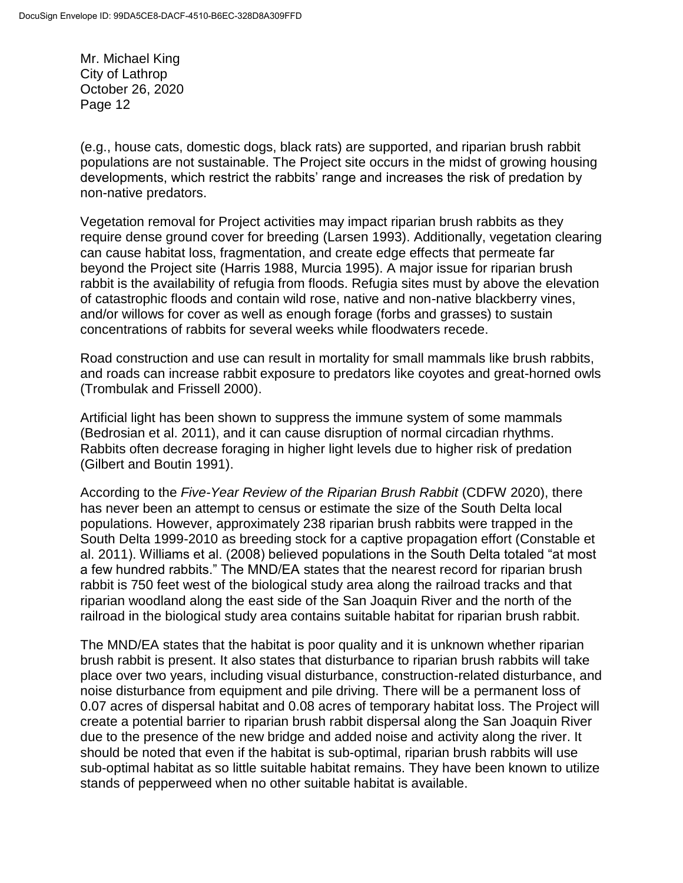(e.g., house cats, domestic dogs, black rats) are supported, and riparian brush rabbit populations are not sustainable. The Project site occurs in the midst of growing housing developments, which restrict the rabbits' range and increases the risk of predation by non-native predators.

Vegetation removal for Project activities may impact riparian brush rabbits as they require dense ground cover for breeding (Larsen 1993). Additionally, vegetation clearing can cause habitat loss, fragmentation, and create edge effects that permeate far beyond the Project site (Harris 1988, Murcia 1995). A major issue for riparian brush rabbit is the availability of refugia from floods. Refugia sites must by above the elevation of catastrophic floods and contain wild rose, native and non-native blackberry vines, and/or willows for cover as well as enough forage (forbs and grasses) to sustain concentrations of rabbits for several weeks while floodwaters recede.

Road construction and use can result in mortality for small mammals like brush rabbits, and roads can increase rabbit exposure to predators like coyotes and great-horned owls (Trombulak and Frissell 2000).

Artificial light has been shown to suppress the immune system of some mammals (Bedrosian et al. 2011), and it can cause disruption of normal circadian rhythms. Rabbits often decrease foraging in higher light levels due to higher risk of predation (Gilbert and Boutin 1991).

According to the *Five-Year Review of the Riparian Brush Rabbit* (CDFW 2020), there has never been an attempt to census or estimate the size of the South Delta local populations. However, approximately 238 riparian brush rabbits were trapped in the South Delta 1999-2010 as breeding stock for a captive propagation effort (Constable et al. 2011). Williams et al. (2008) believed populations in the South Delta totaled "at most a few hundred rabbits." The MND/EA states that the nearest record for riparian brush rabbit is 750 feet west of the biological study area along the railroad tracks and that riparian woodland along the east side of the San Joaquin River and the north of the railroad in the biological study area contains suitable habitat for riparian brush rabbit.

The MND/EA states that the habitat is poor quality and it is unknown whether riparian brush rabbit is present. It also states that disturbance to riparian brush rabbits will take place over two years, including visual disturbance, construction-related disturbance, and noise disturbance from equipment and pile driving. There will be a permanent loss of 0.07 acres of dispersal habitat and 0.08 acres of temporary habitat loss. The Project will create a potential barrier to riparian brush rabbit dispersal along the San Joaquin River due to the presence of the new bridge and added noise and activity along the river. It should be noted that even if the habitat is sub-optimal, riparian brush rabbits will use sub-optimal habitat as so little suitable habitat remains. They have been known to utilize stands of pepperweed when no other suitable habitat is available.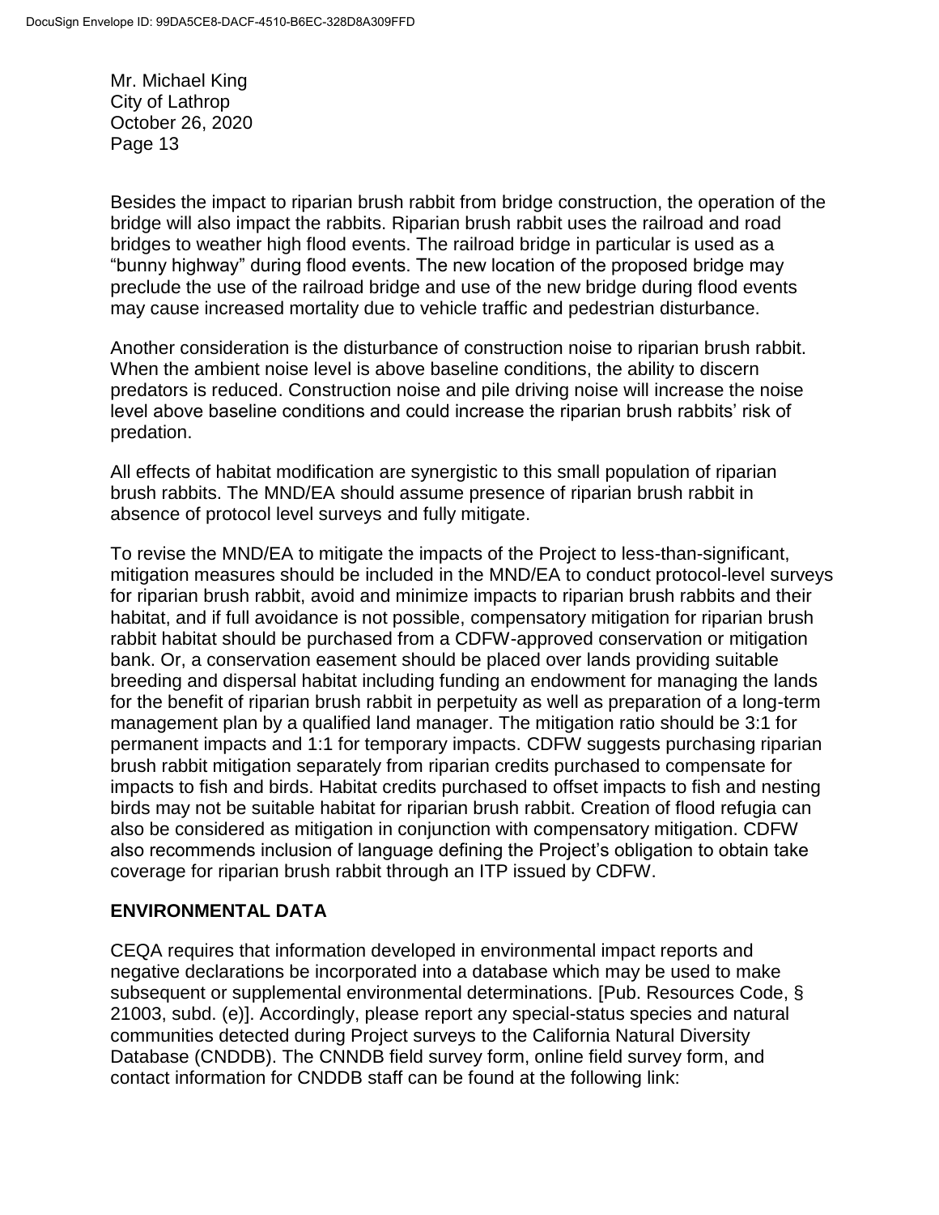Besides the impact to riparian brush rabbit from bridge construction, the operation of the bridge will also impact the rabbits. Riparian brush rabbit uses the railroad and road bridges to weather high flood events. The railroad bridge in particular is used as a "bunny highway" during flood events. The new location of the proposed bridge may preclude the use of the railroad bridge and use of the new bridge during flood events may cause increased mortality due to vehicle traffic and pedestrian disturbance.

Another consideration is the disturbance of construction noise to riparian brush rabbit. When the ambient noise level is above baseline conditions, the ability to discern predators is reduced. Construction noise and pile driving noise will increase the noise level above baseline conditions and could increase the riparian brush rabbits' risk of predation.

All effects of habitat modification are synergistic to this small population of riparian brush rabbits. The MND/EA should assume presence of riparian brush rabbit in absence of protocol level surveys and fully mitigate.

To revise the MND/EA to mitigate the impacts of the Project to less-than-significant, mitigation measures should be included in the MND/EA to conduct protocol-level surveys for riparian brush rabbit, avoid and minimize impacts to riparian brush rabbits and their habitat, and if full avoidance is not possible, compensatory mitigation for riparian brush rabbit habitat should be purchased from a CDFW-approved conservation or mitigation bank. Or, a conservation easement should be placed over lands providing suitable breeding and dispersal habitat including funding an endowment for managing the lands for the benefit of riparian brush rabbit in perpetuity as well as preparation of a long-term management plan by a qualified land manager. The mitigation ratio should be 3:1 for permanent impacts and 1:1 for temporary impacts. CDFW suggests purchasing riparian brush rabbit mitigation separately from riparian credits purchased to compensate for impacts to fish and birds. Habitat credits purchased to offset impacts to fish and nesting birds may not be suitable habitat for riparian brush rabbit. Creation of flood refugia can also be considered as mitigation in conjunction with compensatory mitigation. CDFW also recommends inclusion of language defining the Project's obligation to obtain take coverage for riparian brush rabbit through an ITP issued by CDFW.

## ENVIRONMENTAL DATA

CEQA requires that information developed in environmental impact reports and negative declarations be incorporated into a database which may be used to make subsequent or supplemental environmental determinations. [Pub. Resources Code, § 21003, subd. (e)]. Accordingly, please report any special-status species and natural communities detected during Project surveys to the California Natural Diversity Database (CNDDB). The CNNDB field survey form, online field survey form, and contact information for CNDDB staff can be found at the following link: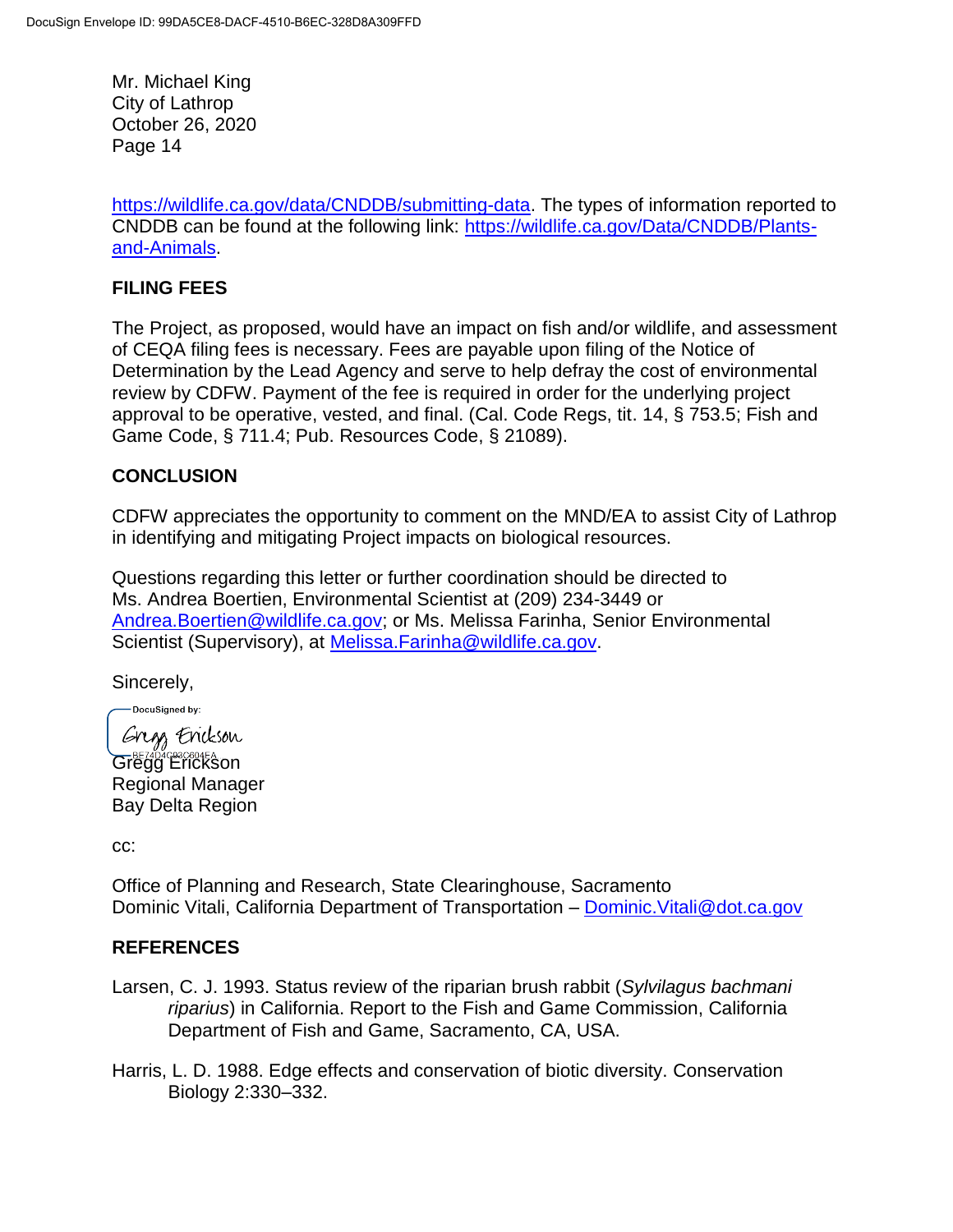https://wildlife.ca.gov/data/CNDDB/submitting-data. The types of information reported to CNDDB can be found at the following link: https://wildlife.ca.gov/Data/CNDDB/Plants-and-Animals.

## FILING FEES

The Project, as proposed, would have an impact on fish and/or wildlife, and assessment of CEQA filing fees is necessary. Fees are payable upon filing of the Notice of Determination by the Lead Agency and serve to help defray the cost of environmental review by CDFW. Payment of the fee is required in order for the underlying project approval to be operative, vested, and final. (Cal. Code Regs, tit. 14, § 753.5; Fish and Game Code, § 711.4; Pub. Resources Code, § 21089).

## CONCLUSION

CDFW appreciates the opportunity to comment on the MND/EA to assist City of Lathrop in identifying and mitigating Project impacts on biological resources.

Questions regarding this letter or further coordination should be directed to Ms. Andrea Boertien, Environmental Scientist at (209) 234-3449 or Andrea.Boertien@wildlife.ca.gov; or Ms. Melissa Farinha, Senior Environmental Scientist (Supervisory), at Melissa.Farinha@wildlife.ca.gov.

Sincerely,

DocuSigned by:
Gregg Erickson
BE74D4C93C604FA

Gregg Erickson
Regional Manager
Bay Delta Region

cc:

Office of Planning and Research, State Clearinghouse, Sacramento
Dominic Vitali, California Department of Transportation – Dominic.Vitali@dot.ca.gov

## REFERENCES

Larsen, C. J. 1993. Status review of the riparian brush rabbit (*Sylvilagus bachmani riparius*) in California. Report to the Fish and Game Commission, California Department of Fish and Game, Sacramento, CA, USA.

Harris, L. D. 1988. Edge effects and conservation of biotic diversity. Conservation Biology 2:330–332.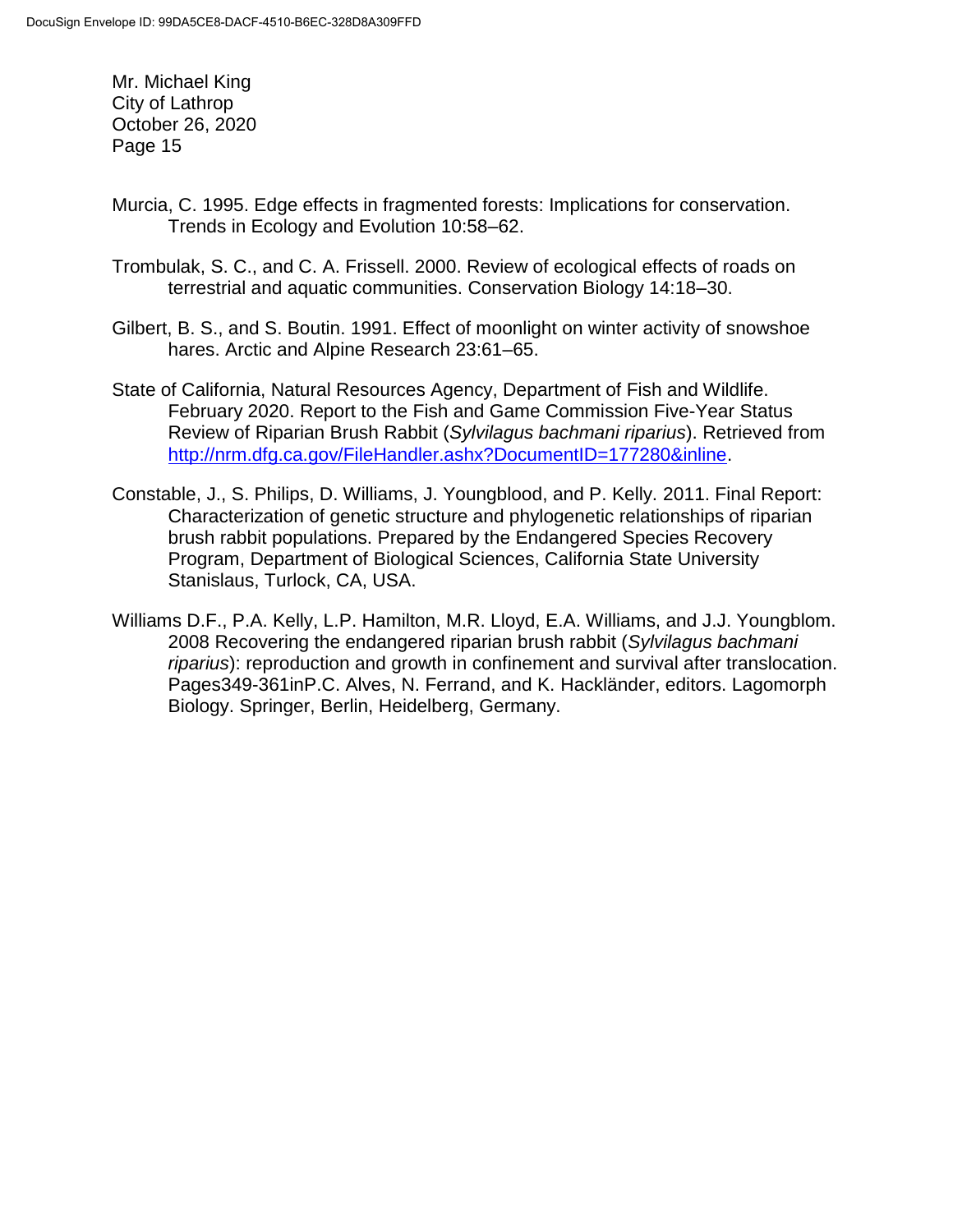Murcia, C. 1995. Edge effects in fragmented forests: Implications for conservation. Trends in Ecology and Evolution 10:58–62.

Trombulak, S. C., and C. A. Frissell. 2000. Review of ecological effects of roads on terrestrial and aquatic communities. Conservation Biology 14:18–30.

Gilbert, B. S., and S. Boutin. 1991. Effect of moonlight on winter activity of snowshoe hares. Arctic and Alpine Research 23:61–65.

State of California, Natural Resources Agency, Department of Fish and Wildlife. February 2020. Report to the Fish and Game Commission Five-Year Status Review of Riparian Brush Rabbit (*Sylvilagus bachmani riparius*). Retrieved from [http://nrm.dfg.ca.gov/FileHandler.ashx?DocumentID=177280&inline](http://nrm.dfg.ca.gov/FileHandler.ashx?DocumentID=177280&inline).

Constable, J., S. Philips, D. Williams, J. Youngblood, and P. Kelly. 2011. Final Report: Characterization of genetic structure and phylogenetic relationships of riparian brush rabbit populations. Prepared by the Endangered Species Recovery Program, Department of Biological Sciences, California State University Stanislaus, Turlock, CA, USA.

Williams D.F., P.A. Kelly, L.P. Hamilton, M.R. Lloyd, E.A. Williams, and J.J. Youngblom. 2008 Recovering the endangered riparian brush rabbit (*Sylvilagus bachmani riparius*): reproduction and growth in confinement and survival after translocation. Pages349-361inP.C. Alves, N. Ferrand, and K. Hackländer, editors. Lagomorph Biology. Springer, Berlin, Heidelberg, Germany.